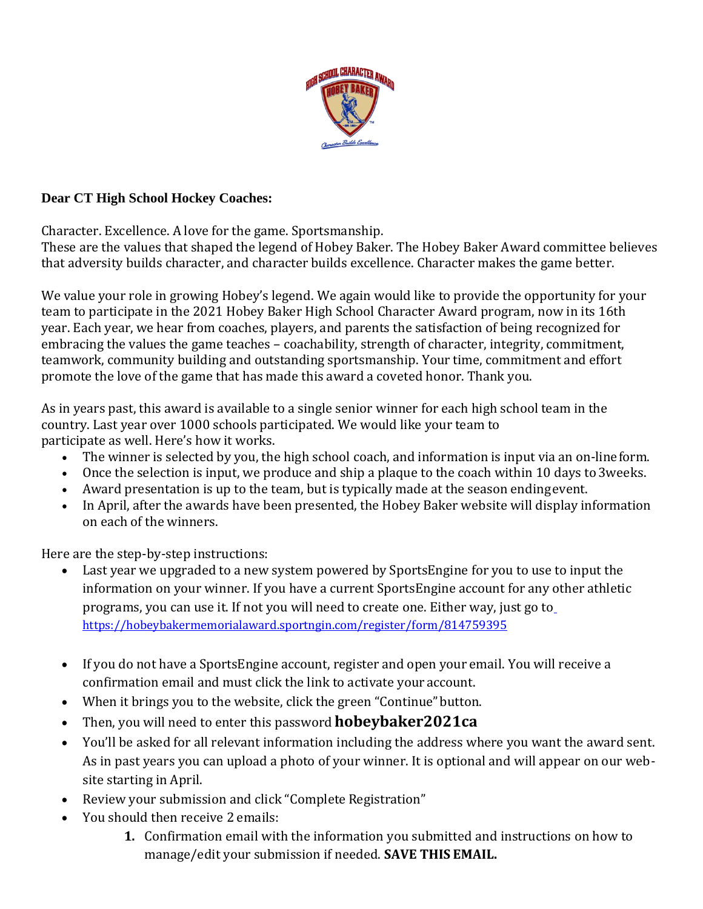**Dear CT High School Hockey Coaches:**

Character. Excellence. A love for the game. Sportsmanship.
These are the values that shaped the legend of Hobey Baker. The Hobey Baker Award committee believes that adversity builds character, and character builds excellence. Character makes the game better.

We value your role in growing Hobey's legend. We again would like to provide the opportunity for your team to participate in the 2021 Hobey Baker High School Character Award program, now in its 16th year. Each year, we hear from coaches, players, and parents the satisfaction of being recognized for embracing the values the game teaches – coachability, strength of character, integrity, commitment, teamwork, community building and outstanding sportsmanship. Your time, commitment and effort promote the love of the game that has made this award a coveted honor. Thank you.

As in years past, this award is available to a single senior winner for each high school team in the country. Last year over 1000 schools participated. We would like your team to participate as well. Here's how it works.

- The winner is selected by you, the high school coach, and information is input via an on-line form.
- Once the selection is input, we produce and ship a plaque to the coach within 10 days to 3weeks.
- Award presentation is up to the team, but is typically made at the season endingevent.
- In April, after the awards have been presented, the Hobey Baker website will display information on each of the winners.

Here are the step-by-step instructions:

- Last year we upgraded to a new system powered by SportsEngine for you to use to input the information on your winner. If you have a current SportsEngine account for any other athletic programs, you can use it. If not you will need to create one. Either way, just go to https://hobeybakermemorialaward.sportngin.com/register/form/814759395
- If you do not have a SportsEngine account, register and open your email. You will receive a confirmation email and must click the link to activate your account.
- When it brings you to the website, click the green "Continue" button.
- Then, you will need to enter this password **hobeybaker2021ca**
- You'll be asked for all relevant information including the address where you want the award sent. As in past years you can upload a photo of your winner. It is optional and will appear on our web-site starting in April.
- Review your submission and click "Complete Registration"
- You should then receive 2 emails:
    1. Confirmation email with the information you submitted and instructions on how to manage/edit your submission if needed. **SAVE THIS EMAIL.**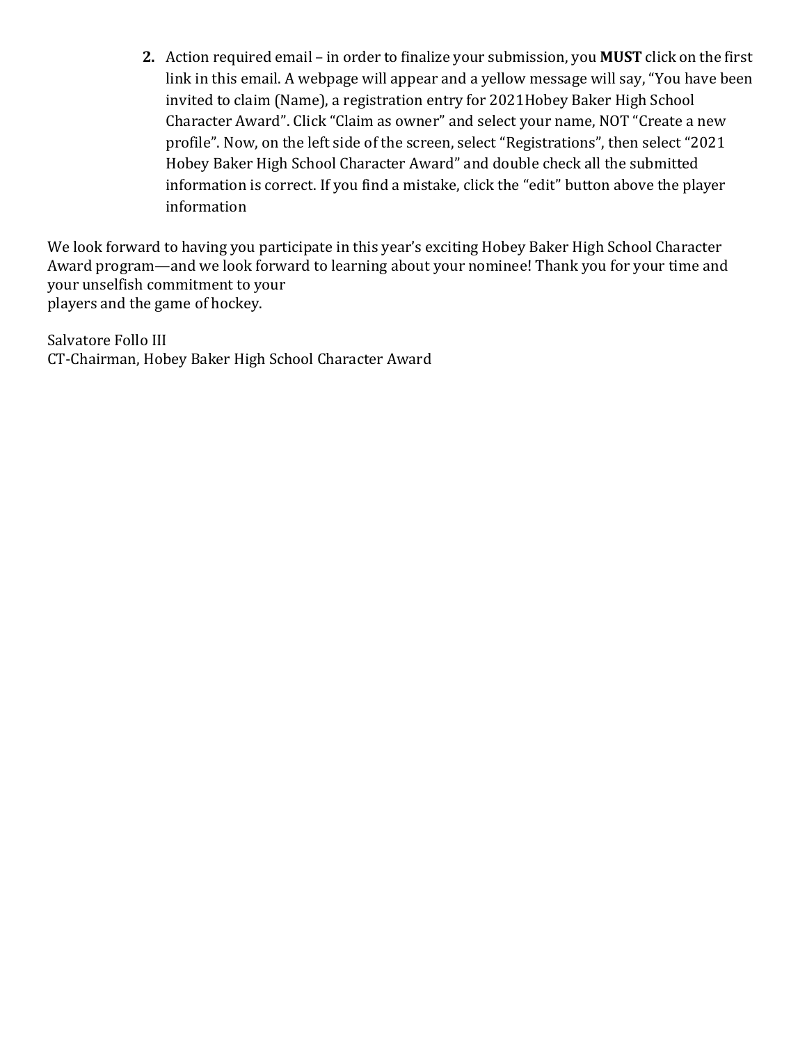2. Action required email – in order to finalize your submission, you **MUST** click on the first link in this email. A webpage will appear and a yellow message will say, "You have been invited to claim (Name), a registration entry for 2021Hobey Baker High School Character Award". Click "Claim as owner" and select your name, NOT "Create a new profile". Now, on the left side of the screen, select "Registrations", then select "2021 Hobey Baker High School Character Award" and double check all the submitted information is correct. If you find a mistake, click the "edit" button above the player information

We look forward to having you participate in this year's exciting Hobey Baker High School Character Award program—and we look forward to learning about your nominee! Thank you for your time and your unselfish commitment to your
players and the game of hockey.

Salvatore Follo III
CT-Chairman, Hobey Baker High School Character Award